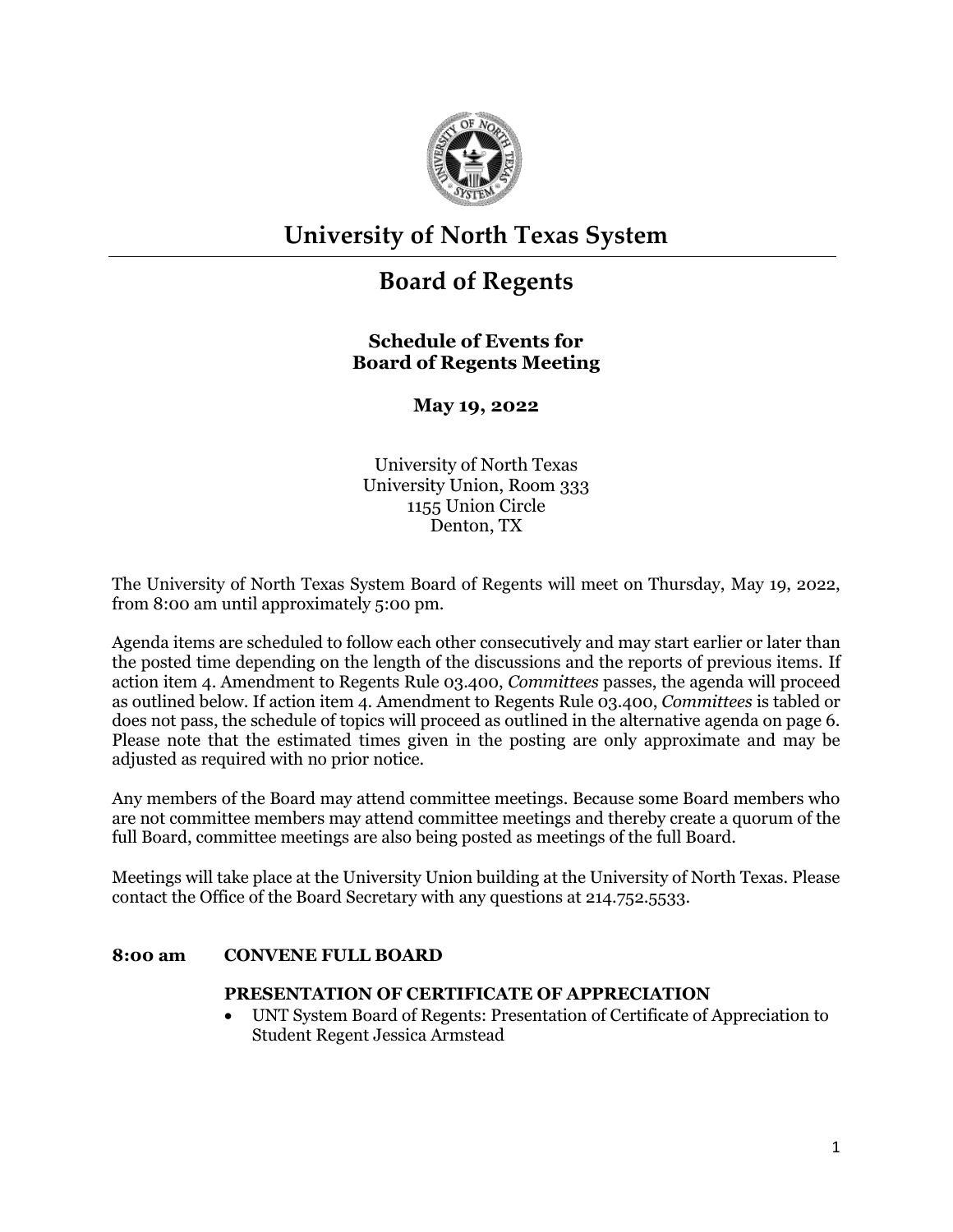# University of North Texas System

## Board of Regents

### Schedule of Events for Board of Regents Meeting

**May 19, 2022**

University of North Texas
University Union, Room 333
1155 Union Circle
Denton, TX

The University of North Texas System Board of Regents will meet on Thursday, May 19, 2022, from 8:00 am until approximately 5:00 pm.

Agenda items are scheduled to follow each other consecutively and may start earlier or later than the posted time depending on the length of the discussions and the reports of previous items. If action item 4. Amendment to Regents Rule 03.400, *Committees* passes, the agenda will proceed as outlined below. If action item 4. Amendment to Regents Rule 03.400, *Committees* is tabled or does not pass, the schedule of topics will proceed as outlined in the alternative agenda on page 6. Please note that the estimated times given in the posting are only approximate and may be adjusted as required with no prior notice.

Any members of the Board may attend committee meetings. Because some Board members who are not committee members may attend committee meetings and thereby create a quorum of the full Board, committee meetings are also being posted as meetings of the full Board.

Meetings will take place at the University Union building at the University of North Texas. Please contact the Office of the Board Secretary with any questions at 214.752.5533.

**8:00 am CONVENE FULL BOARD**

**PRESENTATION OF CERTIFICATE OF APPRECIATION**

- UNT System Board of Regents: Presentation of Certificate of Appreciation to Student Regent Jessica Armstead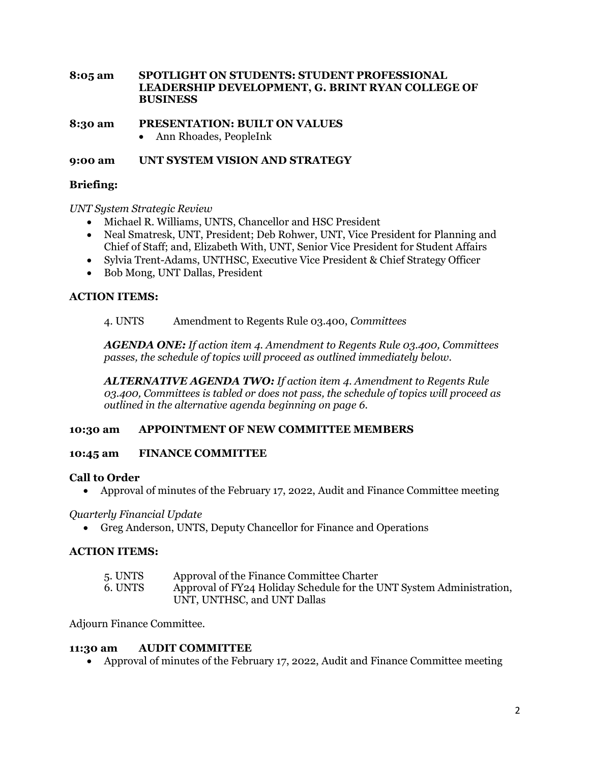**8:05 am SPOTLIGHT ON STUDENTS: STUDENT PROFESSIONAL LEADERSHIP DEVELOPMENT, G. BRINT RYAN COLLEGE OF BUSINESS**

**8:30 am PRESENTATION: BUILT ON VALUES**

- Ann Rhoades, PeopleInk

**9:00 am UNT SYSTEM VISION AND STRATEGY**

**Briefing:**

*UNT System Strategic Review*

- Michael R. Williams, UNTS, Chancellor and HSC President
- Neal Smatresk, UNT, President; Deb Rohwer, UNT, Vice President for Planning and Chief of Staff; and, Elizabeth With, UNT, Senior Vice President for Student Affairs
- Sylvia Trent-Adams, UNTHSC, Executive Vice President & Chief Strategy Officer
- Bob Mong, UNT Dallas, President

**ACTION ITEMS:**

4. UNTS Amendment to Regents Rule 03.400, *Committees*

***AGENDA ONE:*** *If action item 4. Amendment to Regents Rule 03.400, Committees passes, the schedule of topics will proceed as outlined immediately below.*

***ALTERNATIVE AGENDA TWO:*** *If action item 4. Amendment to Regents Rule 03.400, Committees is tabled or does not pass, the schedule of topics will proceed as outlined in the alternative agenda beginning on page 6.*

**10:30 am APPOINTMENT OF NEW COMMITTEE MEMBERS**

**10:45 am FINANCE COMMITTEE**

**Call to Order**

- Approval of minutes of the February 17, 2022, Audit and Finance Committee meeting

*Quarterly Financial Update*

- Greg Anderson, UNTS, Deputy Chancellor for Finance and Operations

**ACTION ITEMS:**

5. UNTS Approval of the Finance Committee Charter
6. UNTS Approval of FY24 Holiday Schedule for the UNT System Administration, UNT, UNTHSC, and UNT Dallas

Adjourn Finance Committee.

**11:30 am AUDIT COMMITTEE**

- Approval of minutes of the February 17, 2022, Audit and Finance Committee meeting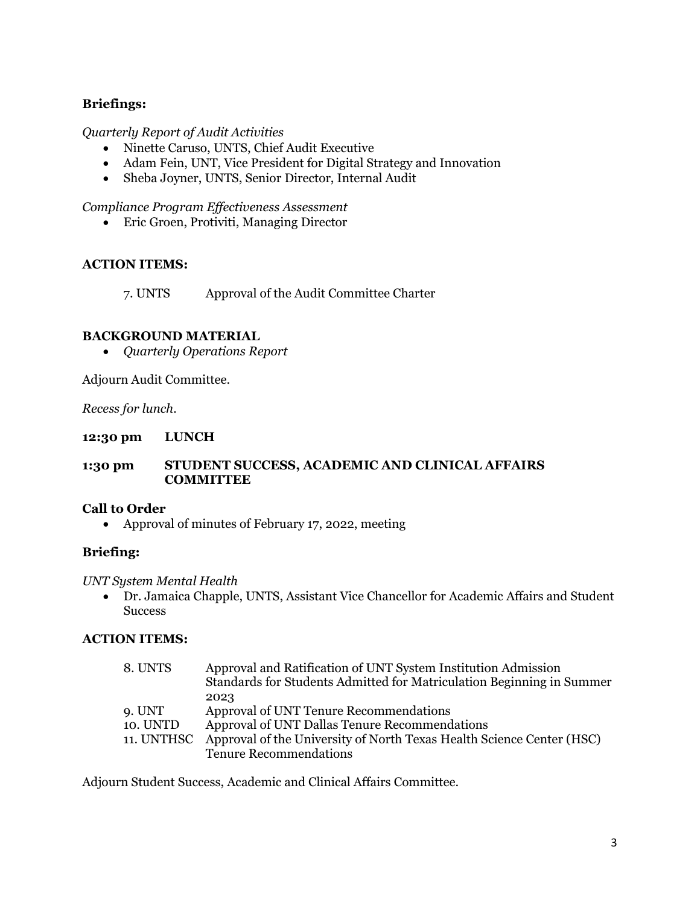**Briefings:**

*Quarterly Report of Audit Activities*

- Ninette Caruso, UNTS, Chief Audit Executive
- Adam Fein, UNT, Vice President for Digital Strategy and Innovation
- Sheba Joyner, UNTS, Senior Director, Internal Audit

*Compliance Program Effectiveness Assessment*

- Eric Groen, Protiviti, Managing Director

**ACTION ITEMS:**

| | |
|---|---|
| 7. UNTS | Approval of the Audit Committee Charter |

**BACKGROUND MATERIAL**

- *Quarterly Operations Report*

Adjourn Audit Committee.

*Recess for lunch.*

**12:30 pm LUNCH**

**1:30 pm STUDENT SUCCESS, ACADEMIC AND CLINICAL AFFAIRS COMMITTEE**

**Call to Order**

- Approval of minutes of February 17, 2022, meeting

**Briefing:**

*UNT System Mental Health*

- Dr. Jamaica Chapple, UNTS, Assistant Vice Chancellor for Academic Affairs and Student Success

**ACTION ITEMS:**

| | |
|---|---|
| 8. UNTS | Approval and Ratification of UNT System Institution Admission Standards for Students Admitted for Matriculation Beginning in Summer 2023 |
| 9. UNT | Approval of UNT Tenure Recommendations |
| 10. UNTD | Approval of UNT Dallas Tenure Recommendations |
| 11. UNTHSC | Approval of the University of North Texas Health Science Center (HSC) Tenure Recommendations |

Adjourn Student Success, Academic and Clinical Affairs Committee.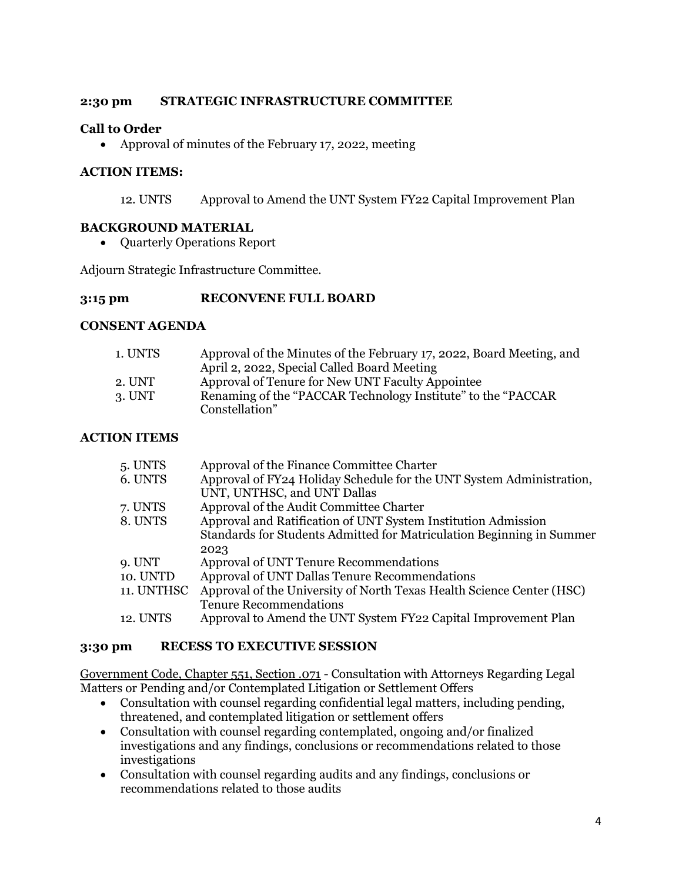**2:30 pm STRATEGIC INFRASTRUCTURE COMMITTEE**

**Call to Order**

- Approval of minutes of the February 17, 2022, meeting

**ACTION ITEMS:**

| | |
|---|---|
| 12. UNTS | Approval to Amend the UNT System FY22 Capital Improvement Plan |

**BACKGROUND MATERIAL**

- Quarterly Operations Report

Adjourn Strategic Infrastructure Committee.

**3:15 pm RECONVENE FULL BOARD**

**CONSENT AGENDA**

| | |
|---|---|
| 1. UNTS | Approval of the Minutes of the February 17, 2022, Board Meeting, and April 2, 2022, Special Called Board Meeting |
| 2. UNT | Approval of Tenure for New UNT Faculty Appointee |
| 3. UNT | Renaming of the "PACCAR Technology Institute" to the "PACCAR Constellation" |

**ACTION ITEMS**

| | |
|---|---|
| 5. UNTS | Approval of the Finance Committee Charter |
| 6. UNTS | Approval of FY24 Holiday Schedule for the UNT System Administration, UNT, UNTHSC, and UNT Dallas |
| 7. UNTS | Approval of the Audit Committee Charter |
| 8. UNTS | Approval and Ratification of UNT System Institution Admission Standards for Students Admitted for Matriculation Beginning in Summer 2023 |
| 9. UNT | Approval of UNT Tenure Recommendations |
| 10. UNTD | Approval of UNT Dallas Tenure Recommendations |
| 11. UNTHSC | Approval of the University of North Texas Health Science Center (HSC) Tenure Recommendations |
| 12. UNTS | Approval to Amend the UNT System FY22 Capital Improvement Plan |

**3:30 pm RECESS TO EXECUTIVE SESSION**

Government Code, Chapter 551, Section .071 - Consultation with Attorneys Regarding Legal Matters or Pending and/or Contemplated Litigation or Settlement Offers

- Consultation with counsel regarding confidential legal matters, including pending, threatened, and contemplated litigation or settlement offers
- Consultation with counsel regarding contemplated, ongoing and/or finalized investigations and any findings, conclusions or recommendations related to those investigations
- Consultation with counsel regarding audits and any findings, conclusions or recommendations related to those audits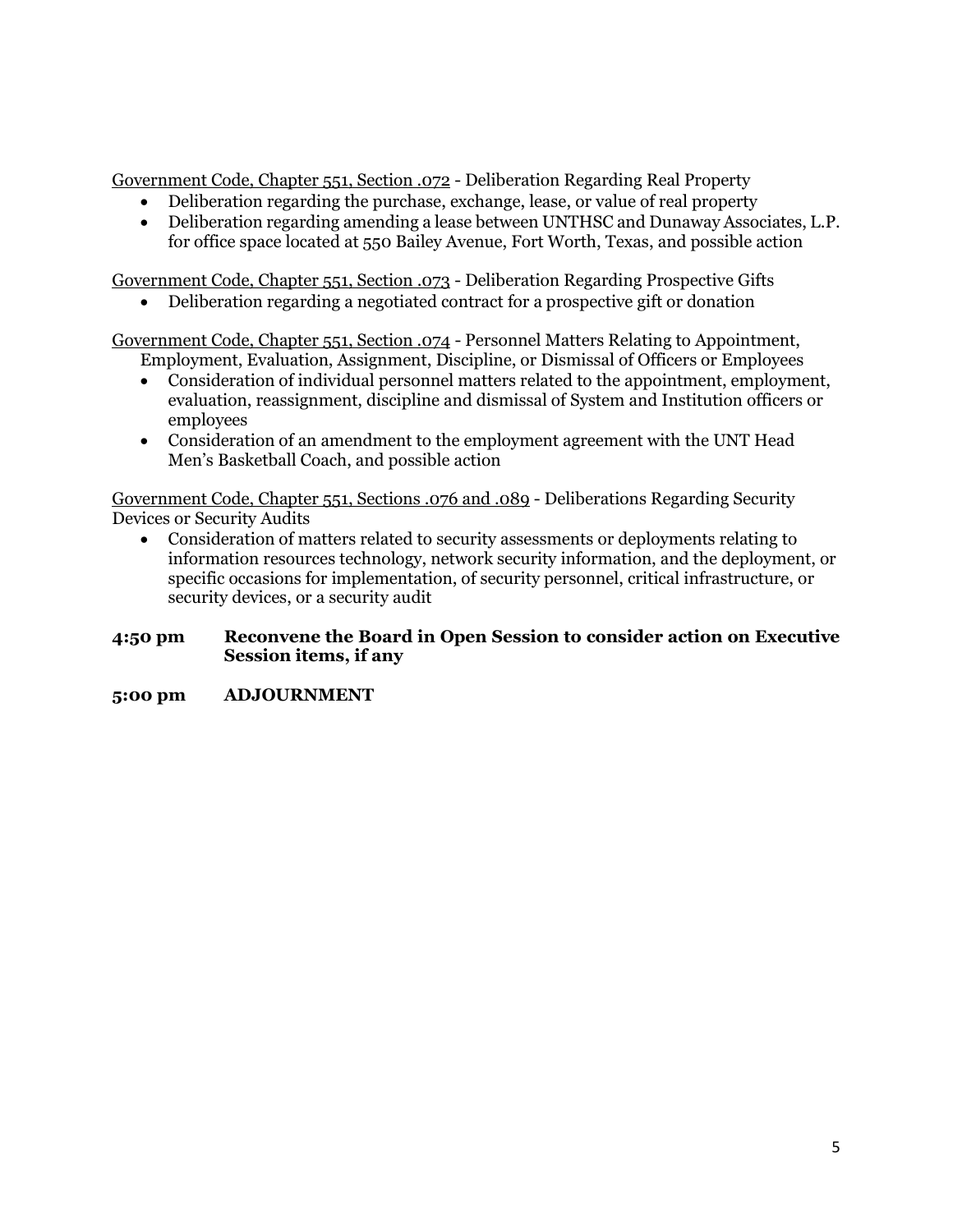<u>Government Code, Chapter 551, Section .072</u> - Deliberation Regarding Real Property

- Deliberation regarding the purchase, exchange, lease, or value of real property
- Deliberation regarding amending a lease between UNTHSC and Dunaway Associates, L.P. for office space located at 550 Bailey Avenue, Fort Worth, Texas, and possible action

<u>Government Code, Chapter 551, Section .073</u> - Deliberation Regarding Prospective Gifts

- Deliberation regarding a negotiated contract for a prospective gift or donation

<u>Government Code, Chapter 551, Section .074</u> - Personnel Matters Relating to Appointment, Employment, Evaluation, Assignment, Discipline, or Dismissal of Officers or Employees

- Consideration of individual personnel matters related to the appointment, employment, evaluation, reassignment, discipline and dismissal of System and Institution officers or employees
- Consideration of an amendment to the employment agreement with the UNT Head Men's Basketball Coach, and possible action

<u>Government Code, Chapter 551, Sections .076 and .089</u> - Deliberations Regarding Security Devices or Security Audits

- Consideration of matters related to security assessments or deployments relating to information resources technology, network security information, and the deployment, or specific occasions for implementation, of security personnel, critical infrastructure, or security devices, or a security audit

**4:50 pm Reconvene the Board in Open Session to consider action on Executive Session items, if any**

**5:00 pm ADJOURNMENT**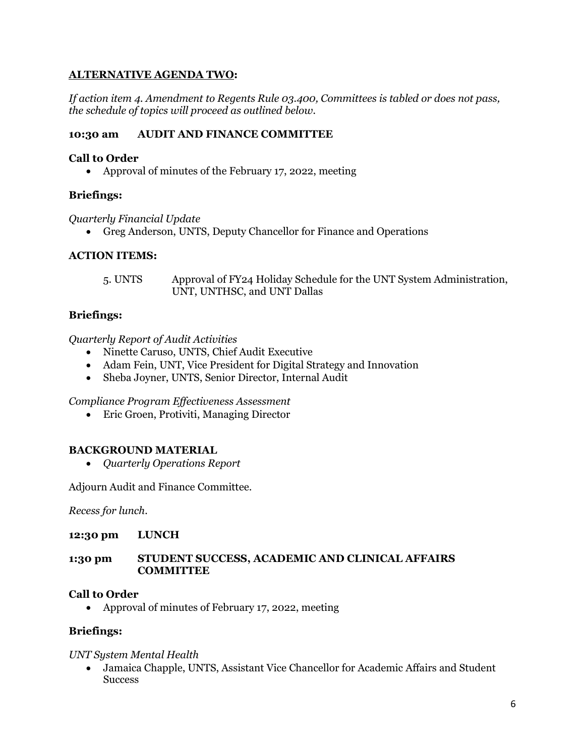## **ALTERNATIVE AGENDA TWO:**

*If action item 4. Amendment to Regents Rule 03.400, Committees is tabled or does not pass, the schedule of topics will proceed as outlined below.*

### 10:30 am AUDIT AND FINANCE COMMITTEE

**Call to Order**

- Approval of minutes of the February 17, 2022, meeting

**Briefings:**

*Quarterly Financial Update*

- Greg Anderson, UNTS, Deputy Chancellor for Finance and Operations

**ACTION ITEMS:**

5. UNTS Approval of FY24 Holiday Schedule for the UNT System Administration, UNT, UNTHSC, and UNT Dallas

**Briefings:**

*Quarterly Report of Audit Activities*

- Ninette Caruso, UNTS, Chief Audit Executive
- Adam Fein, UNT, Vice President for Digital Strategy and Innovation
- Sheba Joyner, UNTS, Senior Director, Internal Audit

*Compliance Program Effectiveness Assessment*

- Eric Groen, Protiviti, Managing Director

**BACKGROUND MATERIAL**

- *Quarterly Operations Report*

Adjourn Audit and Finance Committee.

*Recess for lunch.*

### 12:30 pm LUNCH

### 1:30 pm STUDENT SUCCESS, ACADEMIC AND CLINICAL AFFAIRS COMMITTEE

**Call to Order**

- Approval of minutes of February 17, 2022, meeting

**Briefings:**

*UNT System Mental Health*

- Jamaica Chapple, UNTS, Assistant Vice Chancellor for Academic Affairs and Student Success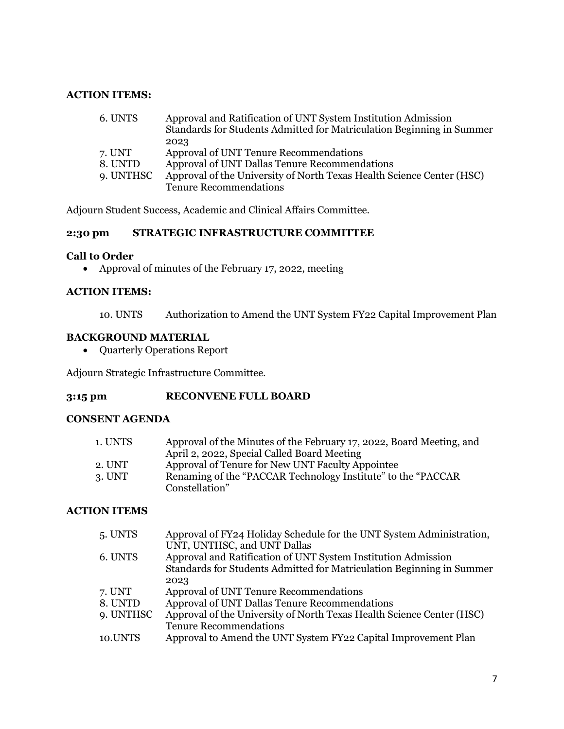**ACTION ITEMS:**

| | |
|---|---|
| 6. UNTS | Approval and Ratification of UNT System Institution Admission Standards for Students Admitted for Matriculation Beginning in Summer 2023 |
| 7. UNT | Approval of UNT Tenure Recommendations |
| 8. UNTD | Approval of UNT Dallas Tenure Recommendations |
| 9. UNTHSC | Approval of the University of North Texas Health Science Center (HSC) Tenure Recommendations |

Adjourn Student Success, Academic and Clinical Affairs Committee.

**2:30 pm STRATEGIC INFRASTRUCTURE COMMITTEE**

**Call to Order**

- Approval of minutes of the February 17, 2022, meeting

**ACTION ITEMS:**

| | |
|---|---|
| 10. UNTS | Authorization to Amend the UNT System FY22 Capital Improvement Plan |

**BACKGROUND MATERIAL**

- Quarterly Operations Report

Adjourn Strategic Infrastructure Committee.

**3:15 pm RECONVENE FULL BOARD**

**CONSENT AGENDA**

| | |
|---|---|
| 1. UNTS | Approval of the Minutes of the February 17, 2022, Board Meeting, and April 2, 2022, Special Called Board Meeting |
| 2. UNT | Approval of Tenure for New UNT Faculty Appointee |
| 3. UNT | Renaming of the "PACCAR Technology Institute" to the "PACCAR Constellation" |

**ACTION ITEMS**

| | |
|---|---|
| 5. UNTS | Approval of FY24 Holiday Schedule for the UNT System Administration, UNT, UNTHSC, and UNT Dallas |
| 6. UNTS | Approval and Ratification of UNT System Institution Admission Standards for Students Admitted for Matriculation Beginning in Summer 2023 |
| 7. UNT | Approval of UNT Tenure Recommendations |
| 8. UNTD | Approval of UNT Dallas Tenure Recommendations |
| 9. UNTHSC | Approval of the University of North Texas Health Science Center (HSC) Tenure Recommendations |
| 10.UNTS | Approval to Amend the UNT System FY22 Capital Improvement Plan |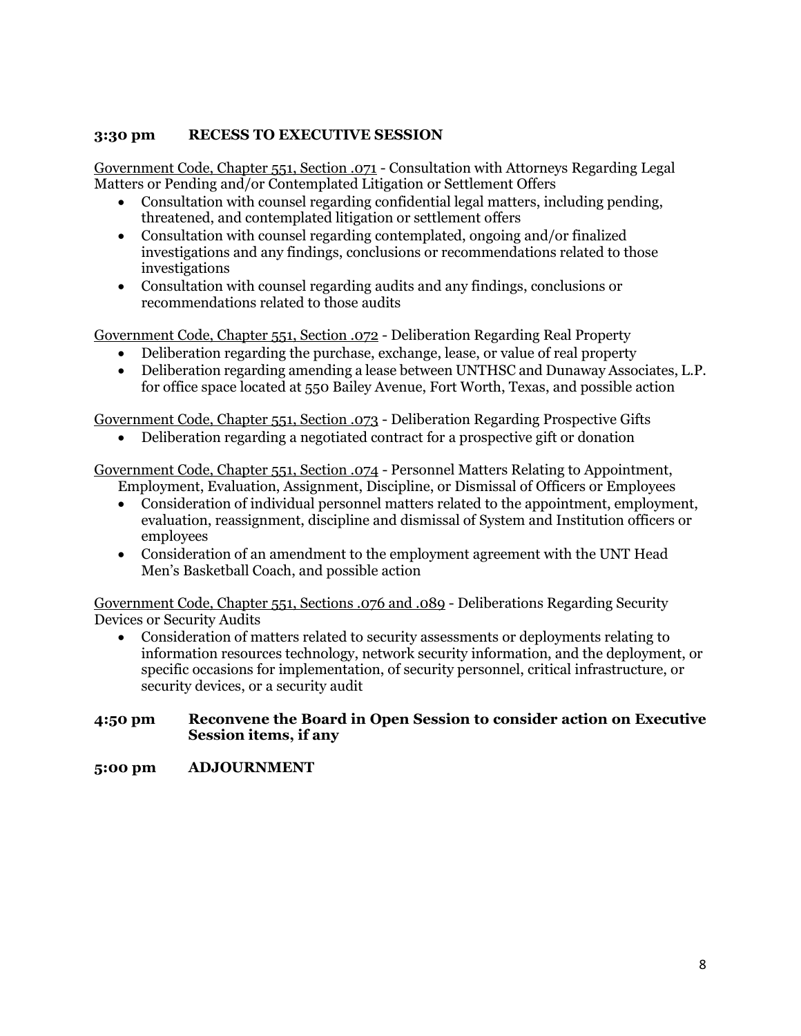**3:30 pm RECESS TO EXECUTIVE SESSION**

Government Code, Chapter 551, Section .071 - Consultation with Attorneys Regarding Legal Matters or Pending and/or Contemplated Litigation or Settlement Offers

- Consultation with counsel regarding confidential legal matters, including pending, threatened, and contemplated litigation or settlement offers
- Consultation with counsel regarding contemplated, ongoing and/or finalized investigations and any findings, conclusions or recommendations related to those investigations
- Consultation with counsel regarding audits and any findings, conclusions or recommendations related to those audits

Government Code, Chapter 551, Section .072 - Deliberation Regarding Real Property

- Deliberation regarding the purchase, exchange, lease, or value of real property
- Deliberation regarding amending a lease between UNTHSC and Dunaway Associates, L.P. for office space located at 550 Bailey Avenue, Fort Worth, Texas, and possible action

Government Code, Chapter 551, Section .073 - Deliberation Regarding Prospective Gifts

- Deliberation regarding a negotiated contract for a prospective gift or donation

Government Code, Chapter 551, Section .074 - Personnel Matters Relating to Appointment, Employment, Evaluation, Assignment, Discipline, or Dismissal of Officers or Employees

- Consideration of individual personnel matters related to the appointment, employment, evaluation, reassignment, discipline and dismissal of System and Institution officers or employees
- Consideration of an amendment to the employment agreement with the UNT Head Men's Basketball Coach, and possible action

Government Code, Chapter 551, Sections .076 and .089 - Deliberations Regarding Security Devices or Security Audits

- Consideration of matters related to security assessments or deployments relating to information resources technology, network security information, and the deployment, or specific occasions for implementation, of security personnel, critical infrastructure, or security devices, or a security audit

**4:50 pm Reconvene the Board in Open Session to consider action on Executive Session items, if any**

**5:00 pm ADJOURNMENT**